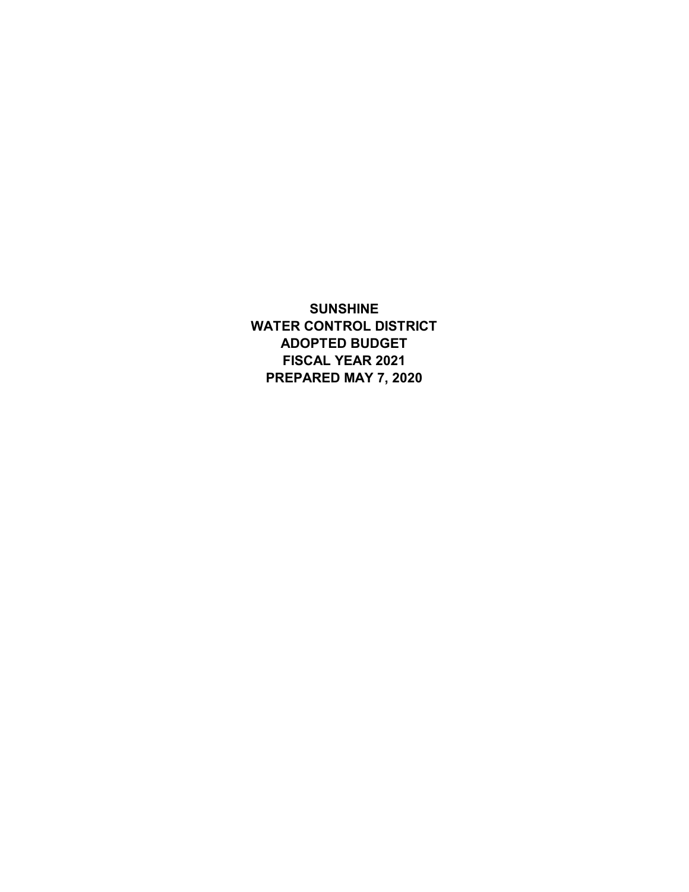# SUNSHINE
# WATER CONTROL DISTRICT
# ADOPTED BUDGET
# FISCAL YEAR 2021
# PREPARED MAY 7, 2020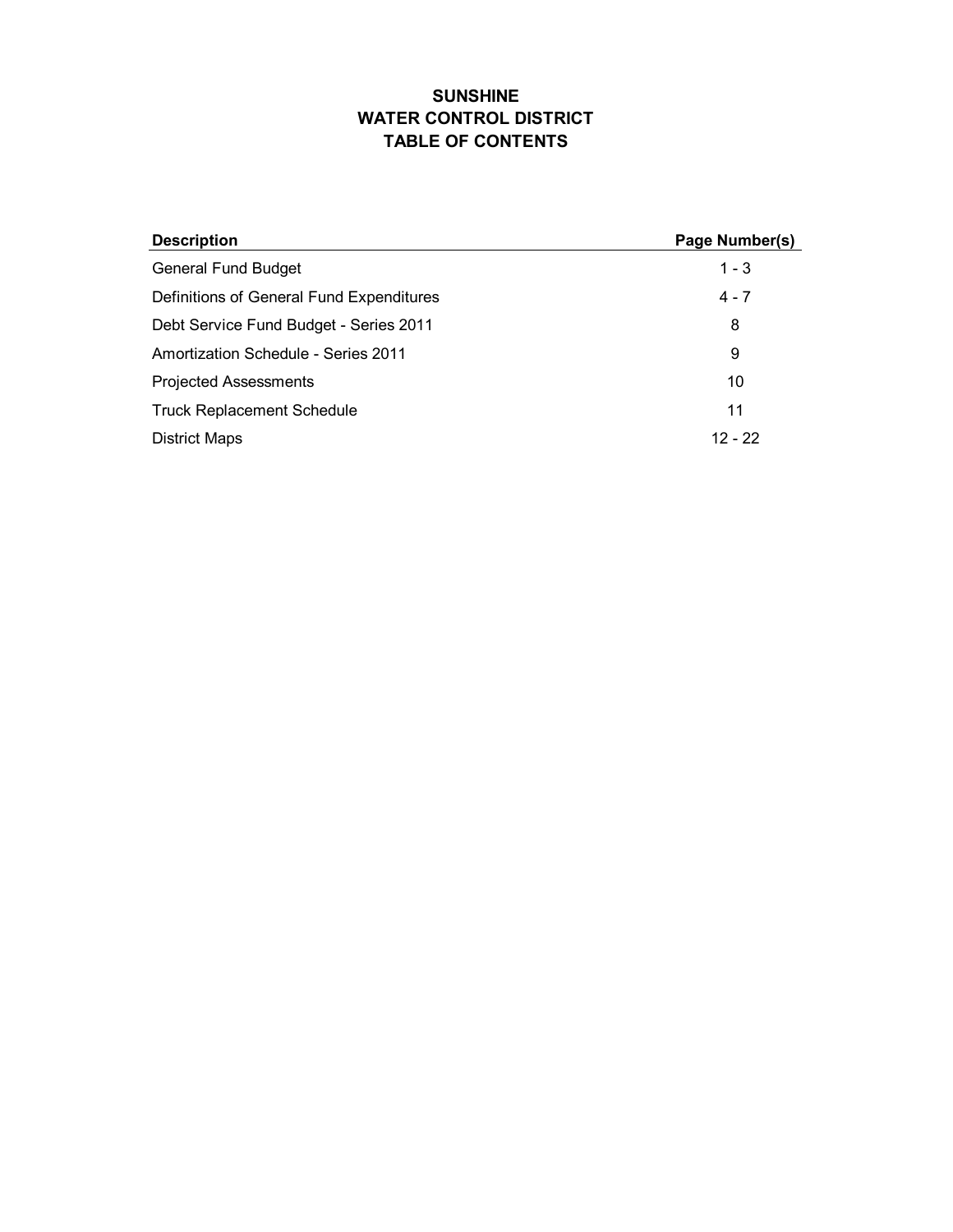# SUNSHINE
# WATER CONTROL DISTRICT
# TABLE OF CONTENTS

| Description | Page Number(s) |
|---|---|
| General Fund Budget | 1 - 3 |
| Definitions of General Fund Expenditures | 4 - 7 |
| Debt Service Fund Budget - Series 2011 | 8 |
| Amortization Schedule - Series 2011 | 9 |
| Projected Assessments | 10 |
| Truck Replacement Schedule | 11 |
| District Maps | 12 - 22 |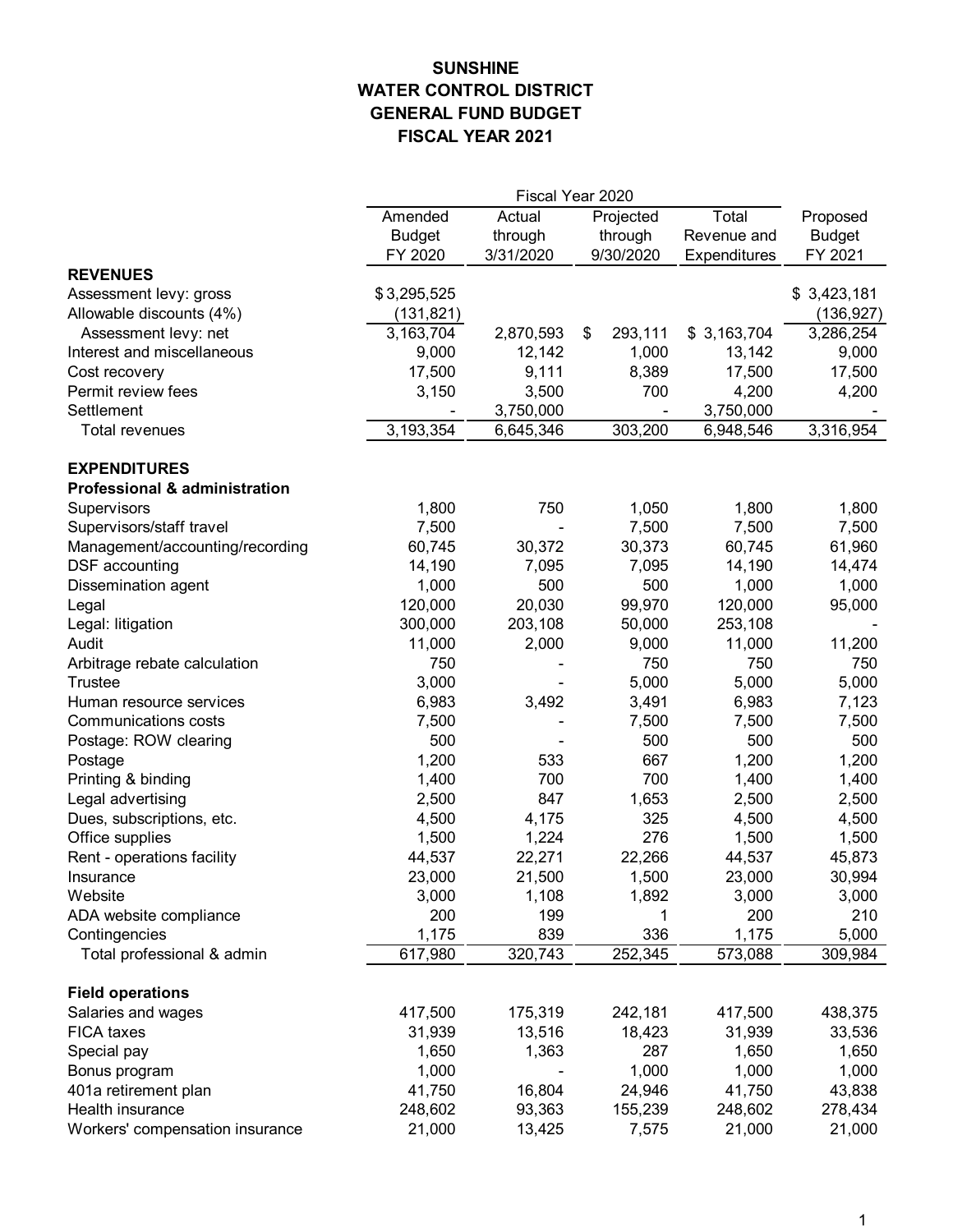# SUNSHINE
# WATER CONTROL DISTRICT
# GENERAL FUND BUDGET
# FISCAL YEAR 2021

| | Fiscal Year 2020 | | | | |
|---|---|---|---|---|---|
| | Amended Budget FY 2020 | Actual through 3/31/2020 | Projected through 9/30/2020 | Total Revenue and Expenditures | Proposed Budget FY 2021 |
| **REVENUES** | | | | | |
| Assessment levy: gross | $ 3,295,525 | | | | $ 3,423,181 |
| Allowable discounts (4%) | (131,821) | | | | (136,927) |
| Assessment levy: net | 3,163,704 | 2,870,593 | $ 293,111 | $ 3,163,704 | 3,286,254 |
| Interest and miscellaneous | 9,000 | 12,142 | 1,000 | 13,142 | 9,000 |
| Cost recovery | 17,500 | 9,111 | 8,389 | 17,500 | 17,500 |
| Permit review fees | 3,150 | 3,500 | 700 | 4,200 | 4,200 |
| Settlement | - | 3,750,000 | - | 3,750,000 | - |
| Total revenues | 3,193,354 | 6,645,346 | 303,200 | 6,948,546 | 3,316,954 |
| | | | | | |
| **EXPENDITURES** | | | | | |
| **Professional & administration** | | | | | |
| Supervisors | 1,800 | 750 | 1,050 | 1,800 | 1,800 |
| Supervisors/staff travel | 7,500 | - | 7,500 | 7,500 | 7,500 |
| Management/accounting/recording | 60,745 | 30,372 | 30,373 | 60,745 | 61,960 |
| DSF accounting | 14,190 | 7,095 | 7,095 | 14,190 | 14,474 |
| Dissemination agent | 1,000 | 500 | 500 | 1,000 | 1,000 |
| Legal | 120,000 | 20,030 | 99,970 | 120,000 | 95,000 |
| Legal: litigation | 300,000 | 203,108 | 50,000 | 253,108 | - |
| Audit | 11,000 | 2,000 | 9,000 | 11,000 | 11,200 |
| Arbitrage rebate calculation | 750 | - | 750 | 750 | 750 |
| Trustee | 3,000 | - | 5,000 | 5,000 | 5,000 |
| Human resource services | 6,983 | 3,492 | 3,491 | 6,983 | 7,123 |
| Communications costs | 7,500 | - | 7,500 | 7,500 | 7,500 |
| Postage: ROW clearing | 500 | - | 500 | 500 | 500 |
| Postage | 1,200 | 533 | 667 | 1,200 | 1,200 |
| Printing & binding | 1,400 | 700 | 700 | 1,400 | 1,400 |
| Legal advertising | 2,500 | 847 | 1,653 | 2,500 | 2,500 |
| Dues, subscriptions, etc. | 4,500 | 4,175 | 325 | 4,500 | 4,500 |
| Office supplies | 1,500 | 1,224 | 276 | 1,500 | 1,500 |
| Rent - operations facility | 44,537 | 22,271 | 22,266 | 44,537 | 45,873 |
| Insurance | 23,000 | 21,500 | 1,500 | 23,000 | 30,994 |
| Website | 3,000 | 1,108 | 1,892 | 3,000 | 3,000 |
| ADA website compliance | 200 | 199 | 1 | 200 | 210 |
| Contingencies | 1,175 | 839 | 336 | 1,175 | 5,000 |
| Total professional & admin | 617,980 | 320,743 | 252,345 | 573,088 | 309,984 |
| | | | | | |
| **Field operations** | | | | | |
| Salaries and wages | 417,500 | 175,319 | 242,181 | 417,500 | 438,375 |
| FICA taxes | 31,939 | 13,516 | 18,423 | 31,939 | 33,536 |
| Special pay | 1,650 | 1,363 | 287 | 1,650 | 1,650 |
| Bonus program | 1,000 | - | 1,000 | 1,000 | 1,000 |
| 401a retirement plan | 41,750 | 16,804 | 24,946 | 41,750 | 43,838 |
| Health insurance | 248,602 | 93,363 | 155,239 | 248,602 | 278,434 |
| Workers' compensation insurance | 21,000 | 13,425 | 7,575 | 21,000 | 21,000 |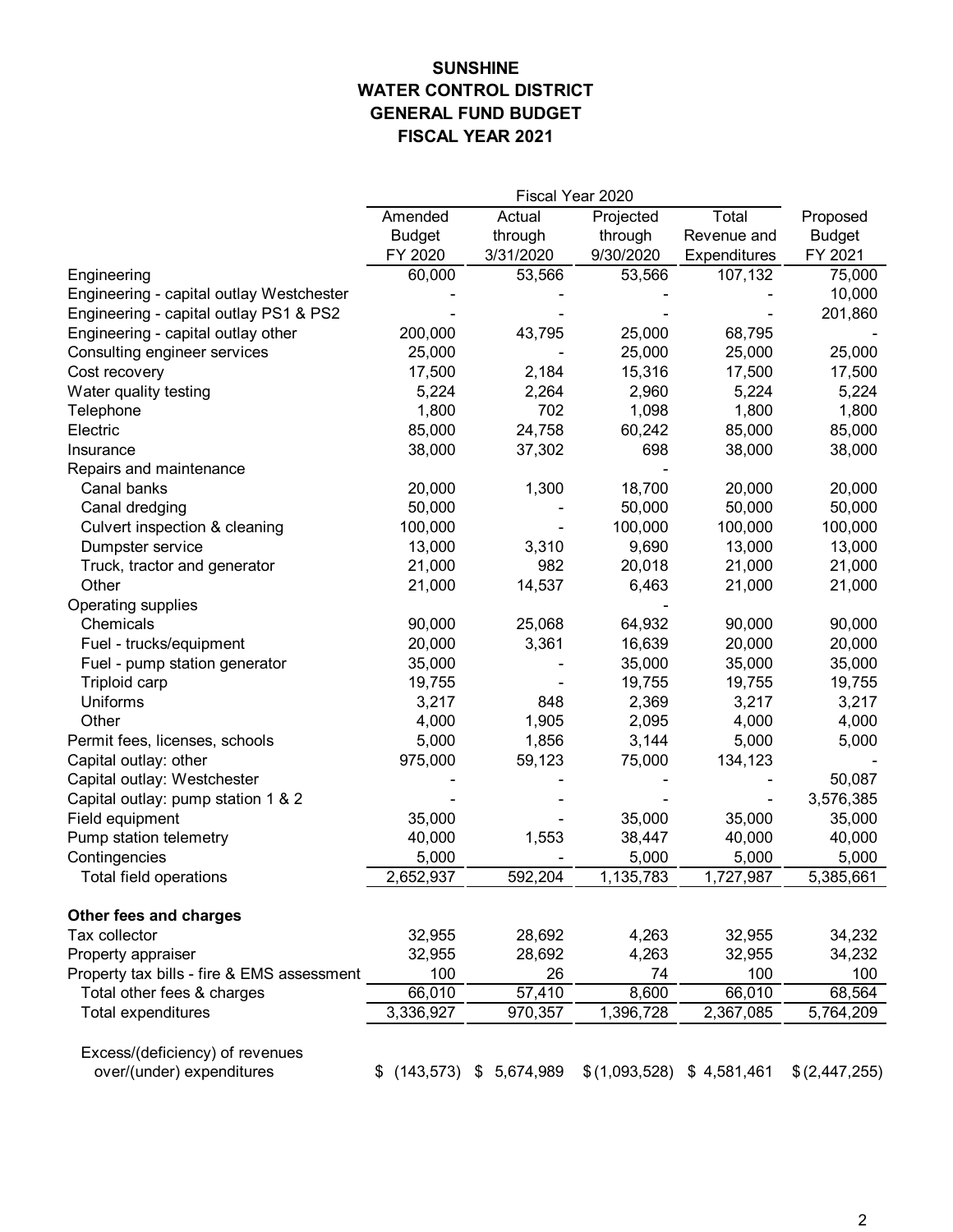**SUNSHINE**
**WATER CONTROL DISTRICT**
**GENERAL FUND BUDGET**
**FISCAL YEAR 2021**

| | Fiscal Year 2020 | | | | |
|---|---|---|---|---|---|
| | Amended Budget FY 2020 | Actual through 3/31/2020 | Projected through 9/30/2020 | Total Revenue and Expenditures | Proposed Budget FY 2021 |
| Engineering | 60,000 | 53,566 | 53,566 | 107,132 | 75,000 |
| Engineering - capital outlay Westchester | - | - | - | - | 10,000 |
| Engineering - capital outlay PS1 & PS2 | - | - | - | - | 201,860 |
| Engineering - capital outlay other | 200,000 | 43,795 | 25,000 | 68,795 | - |
| Consulting engineer services | 25,000 | - | 25,000 | 25,000 | 25,000 |
| Cost recovery | 17,500 | 2,184 | 15,316 | 17,500 | 17,500 |
| Water quality testing | 5,224 | 2,264 | 2,960 | 5,224 | 5,224 |
| Telephone | 1,800 | 702 | 1,098 | 1,800 | 1,800 |
| Electric | 85,000 | 24,758 | 60,242 | 85,000 | 85,000 |
| Insurance | 38,000 | 37,302 | 698 | 38,000 | 38,000 |
| Repairs and maintenance | | | - | | |
| Canal banks | 20,000 | 1,300 | 18,700 | 20,000 | 20,000 |
| Canal dredging | 50,000 | - | 50,000 | 50,000 | 50,000 |
| Culvert inspection & cleaning | 100,000 | - | 100,000 | 100,000 | 100,000 |
| Dumpster service | 13,000 | 3,310 | 9,690 | 13,000 | 13,000 |
| Truck, tractor and generator | 21,000 | 982 | 20,018 | 21,000 | 21,000 |
| Other | 21,000 | 14,537 | 6,463 | 21,000 | 21,000 |
| Operating supplies | | | - | | |
| Chemicals | 90,000 | 25,068 | 64,932 | 90,000 | 90,000 |
| Fuel - trucks/equipment | 20,000 | 3,361 | 16,639 | 20,000 | 20,000 |
| Fuel - pump station generator | 35,000 | - | 35,000 | 35,000 | 35,000 |
| Triploid carp | 19,755 | - | 19,755 | 19,755 | 19,755 |
| Uniforms | 3,217 | 848 | 2,369 | 3,217 | 3,217 |
| Other | 4,000 | 1,905 | 2,095 | 4,000 | 4,000 |
| Permit fees, licenses, schools | 5,000 | 1,856 | 3,144 | 5,000 | 5,000 |
| Capital outlay: other | 975,000 | 59,123 | 75,000 | 134,123 | - |
| Capital outlay: Westchester | - | - | - | - | 50,087 |
| Capital outlay: pump station 1 & 2 | - | - | - | - | 3,576,385 |
| Field equipment | 35,000 | - | 35,000 | 35,000 | 35,000 |
| Pump station telemetry | 40,000 | 1,553 | 38,447 | 40,000 | 40,000 |
| Contingencies | 5,000 | - | 5,000 | 5,000 | 5,000 |
| Total field operations | 2,652,937 | 592,204 | 1,135,783 | 1,727,987 | 5,385,661 |
| | | | | | |
| **Other fees and charges** | | | | | |
| Tax collector | 32,955 | 28,692 | 4,263 | 32,955 | 34,232 |
| Property appraiser | 32,955 | 28,692 | 4,263 | 32,955 | 34,232 |
| Property tax bills - fire & EMS assessment | 100 | 26 | 74 | 100 | 100 |
| Total other fees & charges | 66,010 | 57,410 | 8,600 | 66,010 | 68,564 |
| Total expenditures | 3,336,927 | 970,357 | 1,396,728 | 2,367,085 | 5,764,209 |
| | | | | | |
| Excess/(deficiency) of revenues over/(under) expenditures | $ (143,573) | $ 5,674,989 | $ (1,093,528) | $ 4,581,461 | $ (2,447,255) |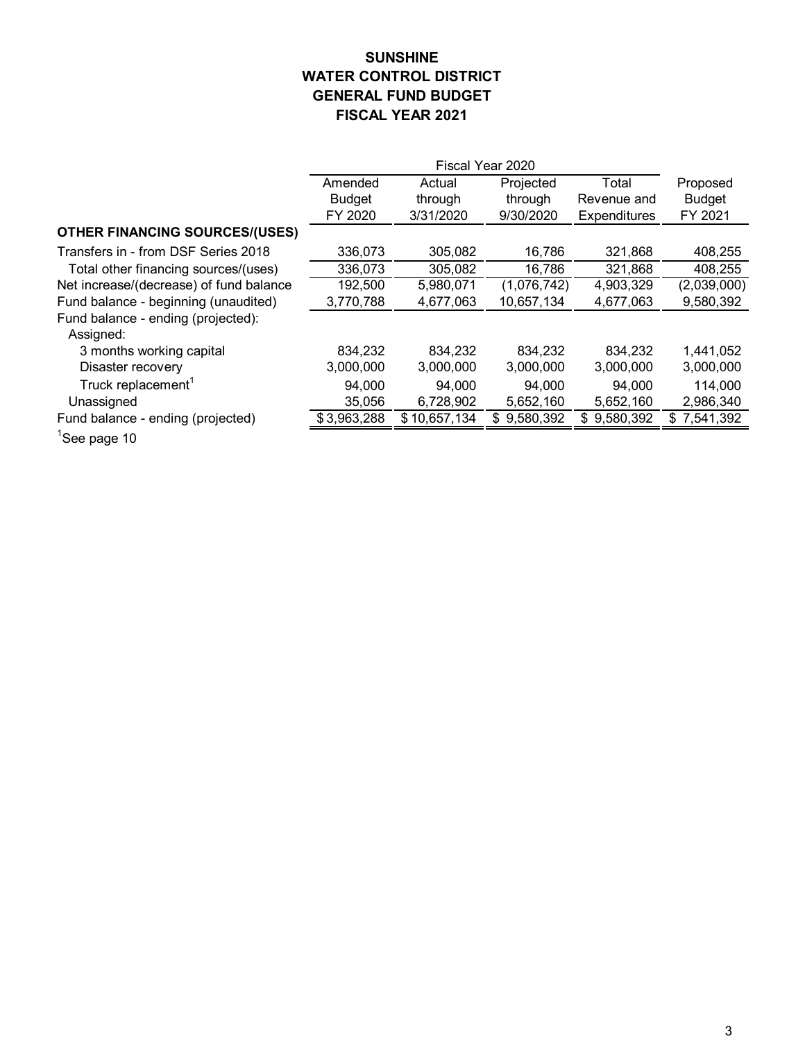# SUNSHINE
# WATER CONTROL DISTRICT
# GENERAL FUND BUDGET
# FISCAL YEAR 2021

| | Fiscal Year 2020 | | | | |
|---|---|---|---|---|---|
| | Amended Budget FY 2020 | Actual through 3/31/2020 | Projected through 9/30/2020 | Total Revenue and Expenditures | Proposed Budget FY 2021 |
| **OTHER FINANCING SOURCES/(USES)** | | | | | |
| Transfers in - from DSF Series 2018 | 336,073 | 305,082 | 16,786 | 321,868 | 408,255 |
| Total other financing sources/(uses) | 336,073 | 305,082 | 16,786 | 321,868 | 408,255 |
| Net increase/(decrease) of fund balance | 192,500 | 5,980,071 | (1,076,742) | 4,903,329 | (2,039,000) |
| Fund balance - beginning (unaudited) | 3,770,788 | 4,677,063 | 10,657,134 | 4,677,063 | 9,580,392 |
| Fund balance - ending (projected): | | | | | |
| Assigned: | | | | | |
| 3 months working capital | 834,232 | 834,232 | 834,232 | 834,232 | 1,441,052 |
| Disaster recovery | 3,000,000 | 3,000,000 | 3,000,000 | 3,000,000 | 3,000,000 |
| Truck replacement[1] | 94,000 | 94,000 | 94,000 | 94,000 | 114,000 |
| Unassigned | 35,056 | 6,728,902 | 5,652,160 | 5,652,160 | 2,986,340 |
| Fund balance - ending (projected) | $ 3,963,288 | $ 10,657,134 | $ 9,580,392 | $ 9,580,392 | $ 7,541,392 |

[1]See page 10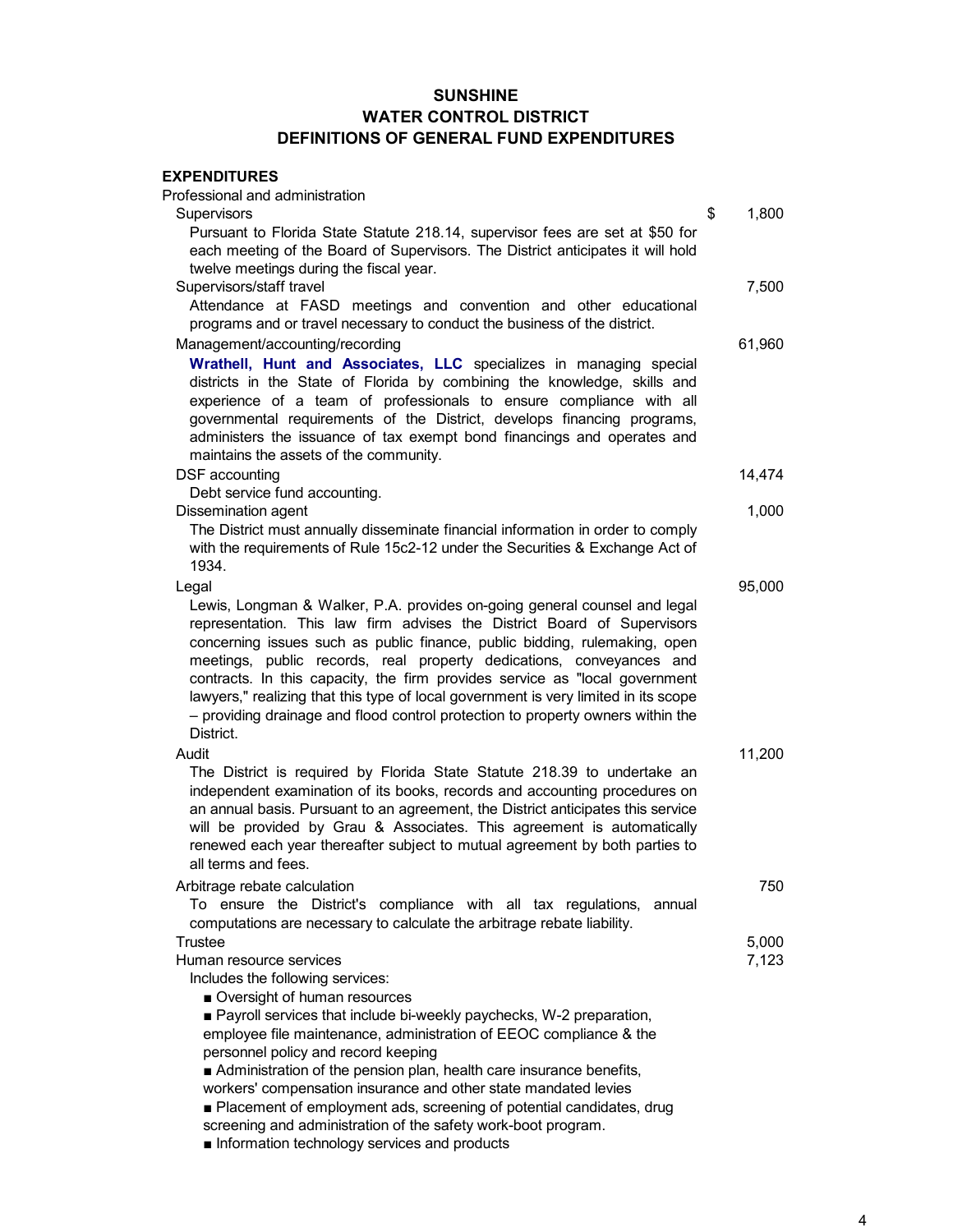# SUNSHINE
# WATER CONTROL DISTRICT
# DEFINITIONS OF GENERAL FUND EXPENDITURES

**EXPENDITURES**

Professional and administration

| | |
|---|---|
| Supervisors | $ 1,800 |
| Pursuant to Florida State Statute 218.14, supervisor fees are set at $50 for each meeting of the Board of Supervisors. The District anticipates it will hold twelve meetings during the fiscal year. | |
| Supervisors/staff travel | 7,500 |
| Attendance at FASD meetings and convention and other educational programs and or travel necessary to conduct the business of the district. | |
| Management/accounting/recording | 61,960 |
| **Wrathell, Hunt and Associates, LLC** specializes in managing special districts in the State of Florida by combining the knowledge, skills and experience of a team of professionals to ensure compliance with all governmental requirements of the District, develops financing programs, administers the issuance of tax exempt bond financings and operates and maintains the assets of the community. | |
| DSF accounting | 14,474 |
| Debt service fund accounting. | |
| Dissemination agent | 1,000 |
| The District must annually disseminate financial information in order to comply with the requirements of Rule 15c2-12 under the Securities & Exchange Act of 1934. | |
| Legal | 95,000 |
| Lewis, Longman & Walker, P.A. provides on-going general counsel and legal representation. This law firm advises the District Board of Supervisors concerning issues such as public finance, public bidding, rulemaking, open meetings, public records, real property dedications, conveyances and contracts. In this capacity, the firm provides service as "local government lawyers," realizing that this type of local government is very limited in its scope – providing drainage and flood control protection to property owners within the District. | |
| Audit | 11,200 |
| The District is required by Florida State Statute 218.39 to undertake an independent examination of its books, records and accounting procedures on an annual basis. Pursuant to an agreement, the District anticipates this service will be provided by Grau & Associates. This agreement is automatically renewed each year thereafter subject to mutual agreement by both parties to all terms and fees. | |
| Arbitrage rebate calculation | 750 |
| To ensure the District's compliance with all tax regulations, annual computations are necessary to calculate the arbitrage rebate liability. | |
| Trustee | 5,000 |
| Human resource services | 7,123 |

Includes the following services:

- Oversight of human resources
- Payroll services that include bi-weekly paychecks, W-2 preparation, employee file maintenance, administration of EEOC compliance & the personnel policy and record keeping
- Administration of the pension plan, health care insurance benefits, workers' compensation insurance and other state mandated levies
- Placement of employment ads, screening of potential candidates, drug screening and administration of the safety work-boot program.
- Information technology services and products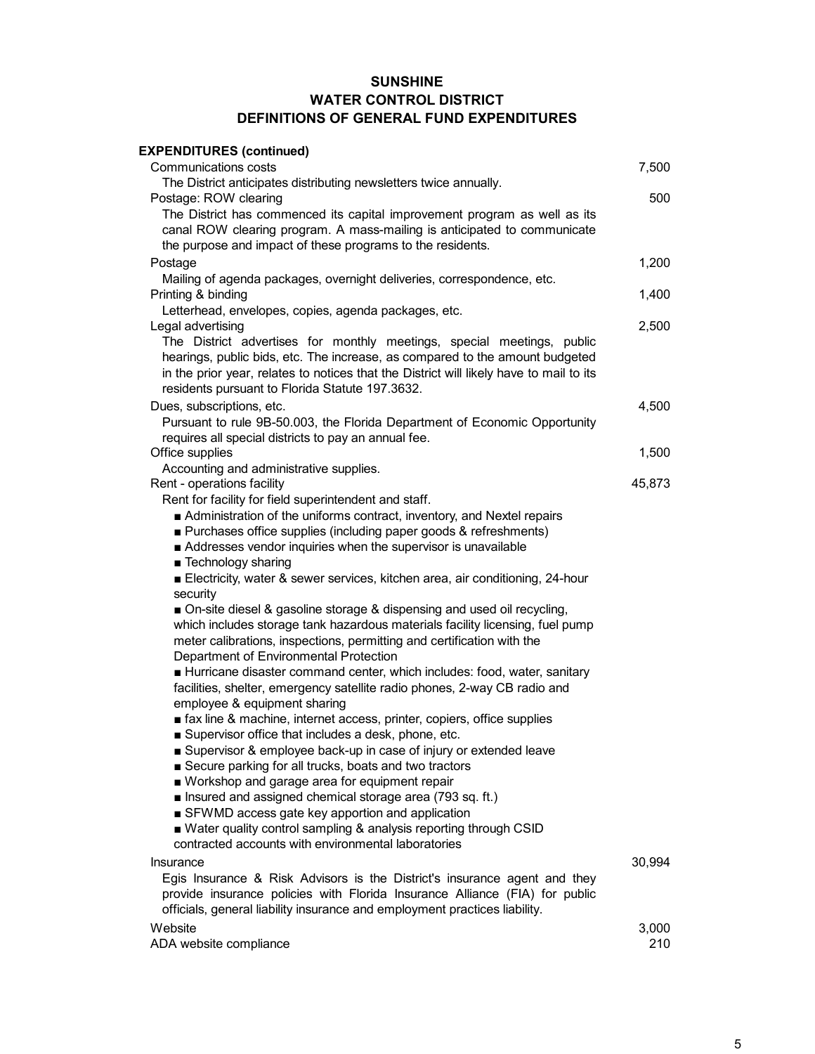# SUNSHINE
# WATER CONTROL DISTRICT
# DEFINITIONS OF GENERAL FUND EXPENDITURES

**EXPENDITURES (continued)**

| | |
|---|---|
| Communications costs | 7,500 |
| The District anticipates distributing newsletters twice annually. | |
| Postage: ROW clearing | 500 |
| The District has commenced its capital improvement program as well as its canal ROW clearing program. A mass-mailing is anticipated to communicate the purpose and impact of these programs to the residents. | |
| Postage | 1,200 |
| Mailing of agenda packages, overnight deliveries, correspondence, etc. | |
| Printing & binding | 1,400 |
| Letterhead, envelopes, copies, agenda packages, etc. | |
| Legal advertising | 2,500 |
| The District advertises for monthly meetings, special meetings, public hearings, public bids, etc. The increase, as compared to the amount budgeted in the prior year, relates to notices that the District will likely have to mail to its residents pursuant to Florida Statute 197.3632. | |
| Dues, subscriptions, etc. | 4,500 |
| Pursuant to rule 9B-50.003, the Florida Department of Economic Opportunity requires all special districts to pay an annual fee. | |
| Office supplies | 1,500 |
| Accounting and administrative supplies. | |
| Rent - operations facility | 45,873 |

Rent for facility for field superintendent and staff.

- Administration of the uniforms contract, inventory, and Nextel repairs
- Purchases office supplies (including paper goods & refreshments)
- Addresses vendor inquiries when the supervisor is unavailable
- Technology sharing
- Electricity, water & sewer services, kitchen area, air conditioning, 24-hour security
- On-site diesel & gasoline storage & dispensing and used oil recycling, which includes storage tank hazardous materials facility licensing, fuel pump meter calibrations, inspections, permitting and certification with the Department of Environmental Protection
- Hurricane disaster command center, which includes: food, water, sanitary facilities, shelter, emergency satellite radio phones, 2-way CB radio and employee & equipment sharing
- fax line & machine, internet access, printer, copiers, office supplies
- Supervisor office that includes a desk, phone, etc.
- Supervisor & employee back-up in case of injury or extended leave
- Secure parking for all trucks, boats and two tractors
- Workshop and garage area for equipment repair
- Insured and assigned chemical storage area (793 sq. ft.)
- SFWMD access gate key apportion and application
- Water quality control sampling & analysis reporting through CSID contracted accounts with environmental laboratories

| | |
|---|---|
| Insurance | 30,994 |
| Egis Insurance & Risk Advisors is the District's insurance agent and they provide insurance policies with Florida Insurance Alliance (FIA) for public officials, general liability insurance and employment practices liability. | |
| Website | 3,000 |
| ADA website compliance | 210 |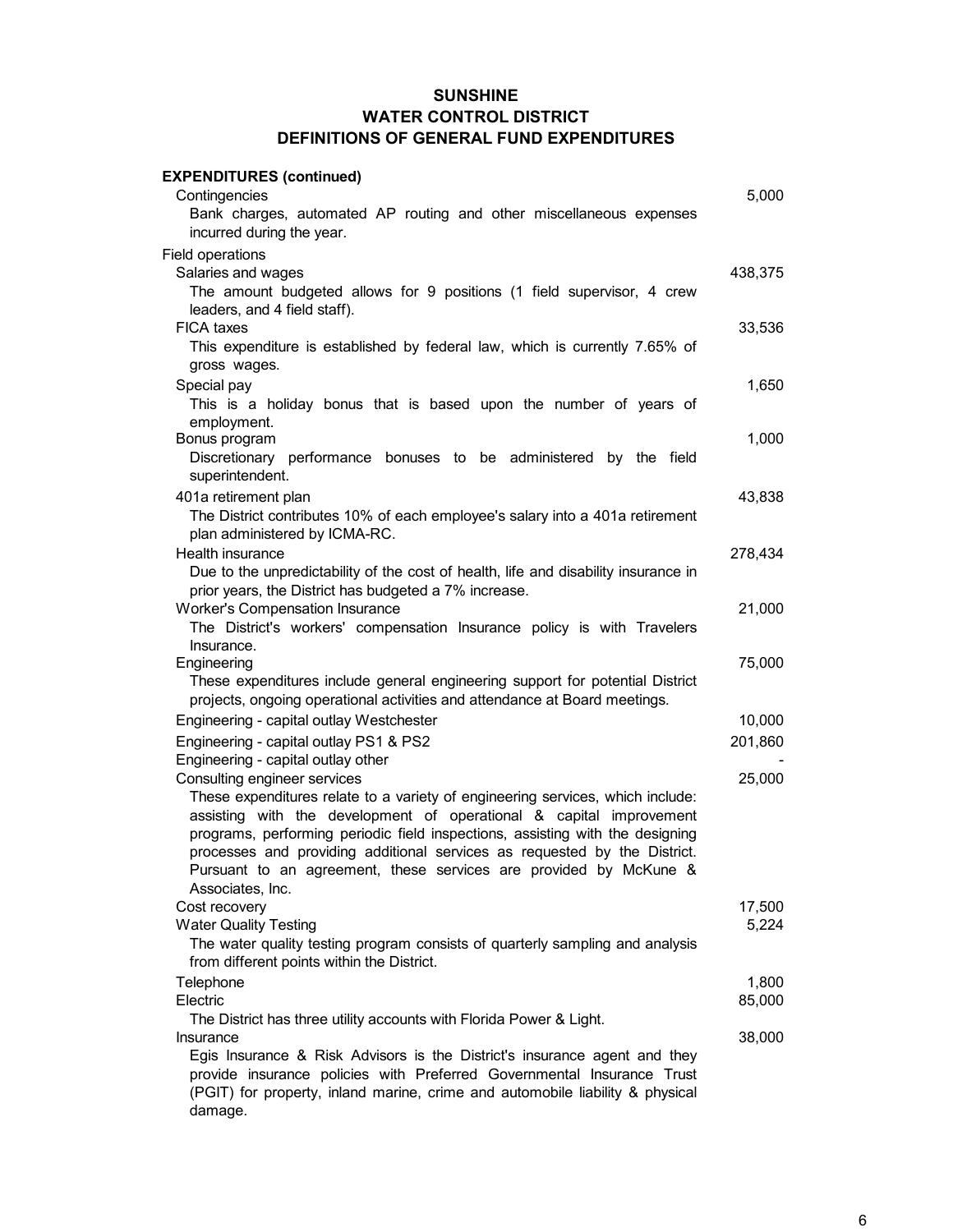# SUNSHINE
# WATER CONTROL DISTRICT
# DEFINITIONS OF GENERAL FUND EXPENDITURES

| | |
|---|---|
| **EXPENDITURES (continued)** | |
| Contingencies | 5,000 |
| Bank charges, automated AP routing and other miscellaneous expenses incurred during the year. | |
| Field operations | |
| Salaries and wages | 438,375 |
| The amount budgeted allows for 9 positions (1 field supervisor, 4 crew leaders, and 4 field staff). | |
| FICA taxes | 33,536 |
| This expenditure is established by federal law, which is currently 7.65% of gross wages. | |
| Special pay | 1,650 |
| This is a holiday bonus that is based upon the number of years of employment. | |
| Bonus program | 1,000 |
| Discretionary performance bonuses to be administered by the field superintendent. | |
| 401a retirement plan | 43,838 |
| The District contributes 10% of each employee's salary into a 401a retirement plan administered by ICMA-RC. | |
| Health insurance | 278,434 |
| Due to the unpredictability of the cost of health, life and disability insurance in prior years, the District has budgeted a 7% increase. | |
| Worker's Compensation Insurance | 21,000 |
| The District's workers' compensation Insurance policy is with Travelers Insurance. | |
| Engineering | 75,000 |
| These expenditures include general engineering support for potential District projects, ongoing operational activities and attendance at Board meetings. | |
| Engineering - capital outlay Westchester | 10,000 |
| Engineering - capital outlay PS1 & PS2 | 201,860 |
| Engineering - capital outlay other | - |
| Consulting engineer services | 25,000 |
| These expenditures relate to a variety of engineering services, which include: assisting with the development of operational & capital improvement programs, performing periodic field inspections, assisting with the designing processes and providing additional services as requested by the District. Pursuant to an agreement, these services are provided by McKune & Associates, Inc. | |
| Cost recovery | 17,500 |
| Water Quality Testing | 5,224 |
| The water quality testing program consists of quarterly sampling and analysis from different points within the District. | |
| Telephone | 1,800 |
| Electric | 85,000 |
| The District has three utility accounts with Florida Power & Light. | |
| Insurance | 38,000 |
| Egis Insurance & Risk Advisors is the District's insurance agent and they provide insurance policies with Preferred Governmental Insurance Trust (PGIT) for property, inland marine, crime and automobile liability & physical damage. | |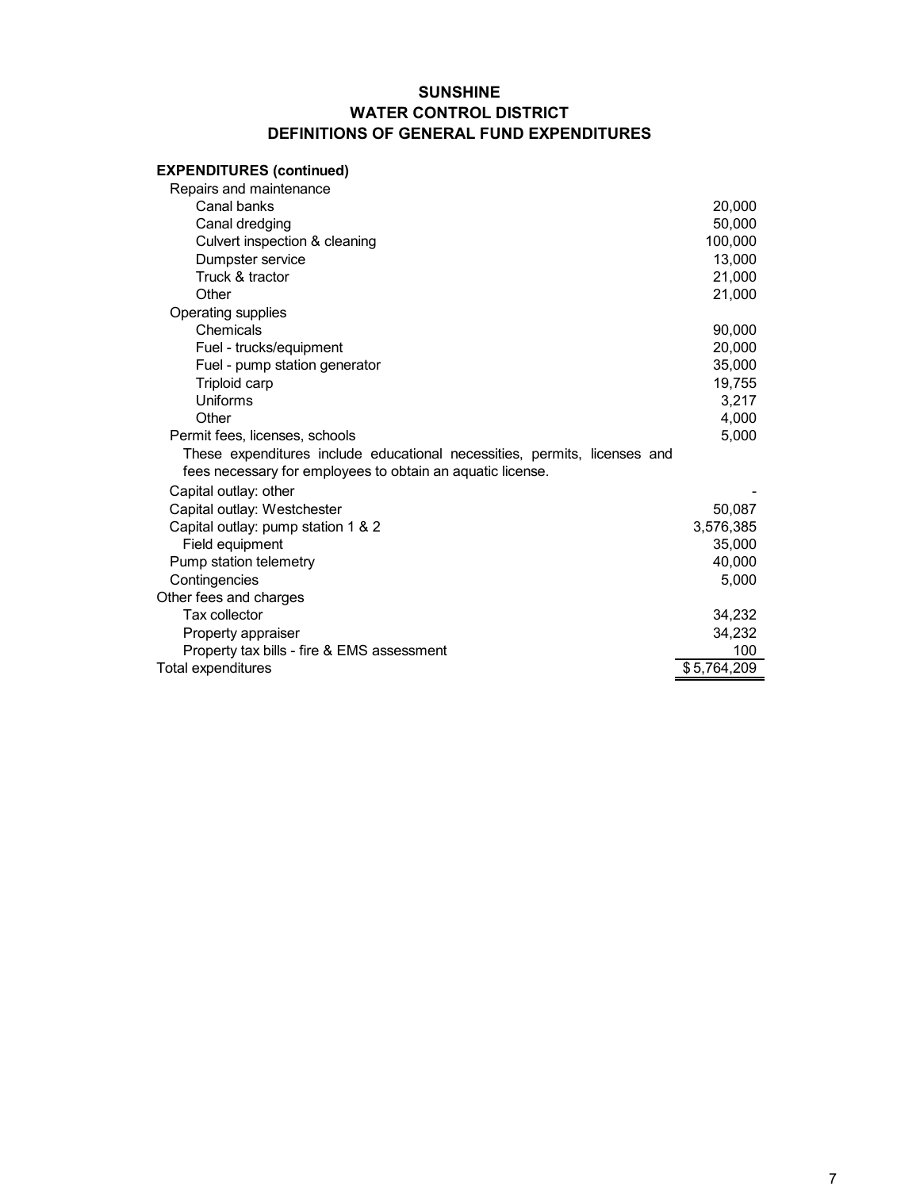**SUNSHINE**
**WATER CONTROL DISTRICT**
**DEFINITIONS OF GENERAL FUND EXPENDITURES**

**EXPENDITURES (continued)**

| | |
|---|---|
| Repairs and maintenance | |
| Canal banks | 20,000 |
| Canal dredging | 50,000 |
| Culvert inspection & cleaning | 100,000 |
| Dumpster service | 13,000 |
| Truck & tractor | 21,000 |
| Other | 21,000 |
| Operating supplies | |
| Chemicals | 90,000 |
| Fuel - trucks/equipment | 20,000 |
| Fuel - pump station generator | 35,000 |
| Triploid carp | 19,755 |
| Uniforms | 3,217 |
| Other | 4,000 |
| Permit fees, licenses, schools | 5,000 |
| These expenditures include educational necessities, permits, licenses and fees necessary for employees to obtain an aquatic license. | |
| Capital outlay: other | - |
| Capital outlay: Westchester | 50,087 |
| Capital outlay: pump station 1 & 2 | 3,576,385 |
| Field equipment | 35,000 |
| Pump station telemetry | 40,000 |
| Contingencies | 5,000 |
| Other fees and charges | |
| Tax collector | 34,232 |
| Property appraiser | 34,232 |
| Property tax bills - fire & EMS assessment | 100 |
| Total expenditures | $ 5,764,209 |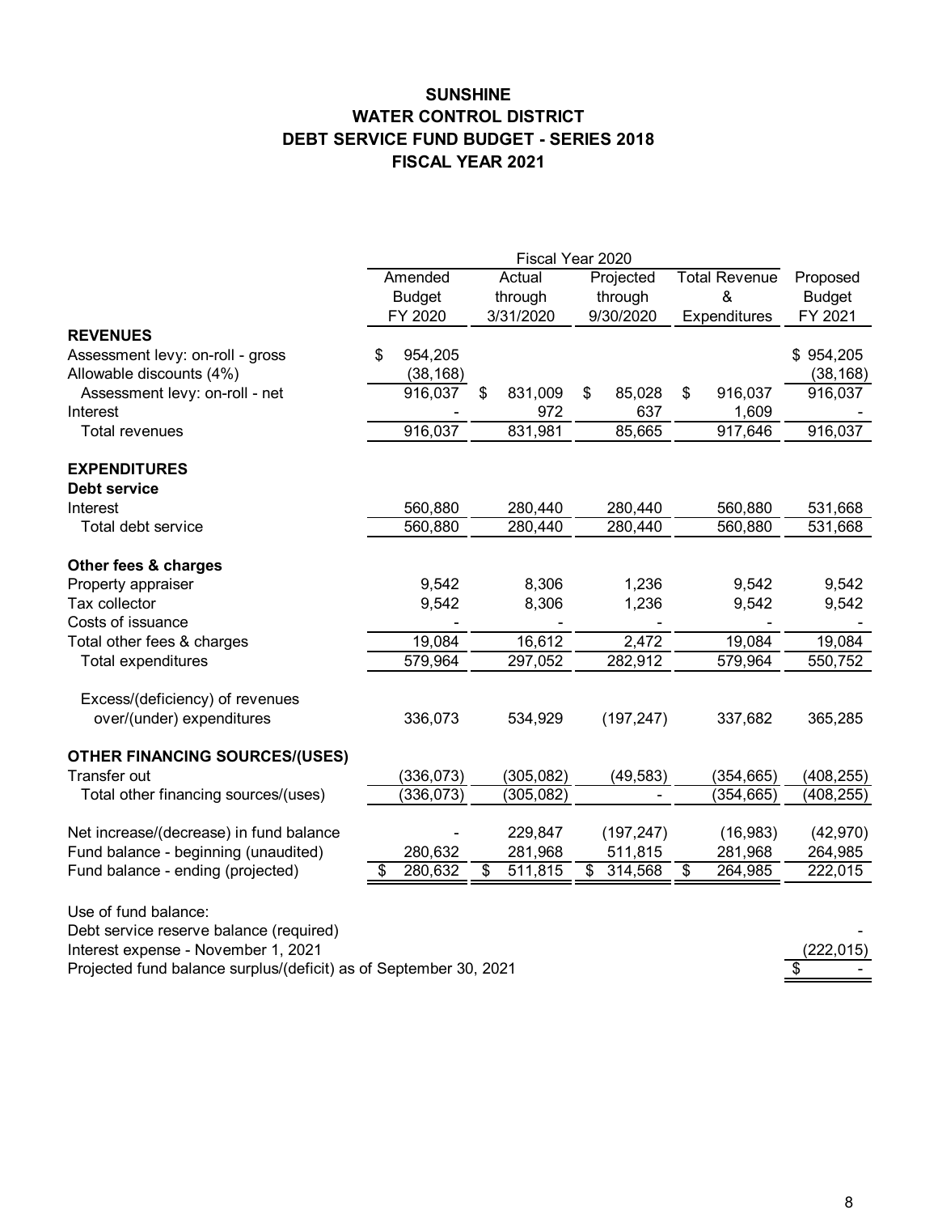# SUNSHINE
# WATER CONTROL DISTRICT
# DEBT SERVICE FUND BUDGET - SERIES 2018
# FISCAL YEAR 2021

| | Fiscal Year 2020 | | | | |
|---|---|---|---|---|---|
| | Amended Budget FY 2020 | Actual through 3/31/2020 | Projected through 9/30/2020 | Total Revenue & Expenditures | Proposed Budget FY 2021 |
| **REVENUES** | | | | | |
| Assessment levy: on-roll - gross | $ 954,205 | | | | $ 954,205 |
| Allowable discounts (4%) | (38,168) | | | | (38,168) |
| Assessment levy: on-roll - net | 916,037 | $ 831,009 | $ 85,028 | $ 916,037 | 916,037 |
| Interest | - | 972 | 637 | 1,609 | - |
| Total revenues | 916,037 | 831,981 | 85,665 | 917,646 | 916,037 |
| | | | | | |
| **EXPENDITURES** | | | | | |
| **Debt service** | | | | | |
| Interest | 560,880 | 280,440 | 280,440 | 560,880 | 531,668 |
| Total debt service | 560,880 | 280,440 | 280,440 | 560,880 | 531,668 |
| | | | | | |
| **Other fees & charges** | | | | | |
| Property appraiser | 9,542 | 8,306 | 1,236 | 9,542 | 9,542 |
| Tax collector | 9,542 | 8,306 | 1,236 | 9,542 | 9,542 |
| Costs of issuance | - | - | - | - | - |
| Total other fees & charges | 19,084 | 16,612 | 2,472 | 19,084 | 19,084 |
| Total expenditures | 579,964 | 297,052 | 282,912 | 579,964 | 550,752 |
| | | | | | |
| Excess/(deficiency) of revenues over/(under) expenditures | 336,073 | 534,929 | (197,247) | 337,682 | 365,285 |
| | | | | | |
| **OTHER FINANCING SOURCES/(USES)** | | | | | |
| Transfer out | (336,073) | (305,082) | (49,583) | (354,665) | (408,255) |
| Total other financing sources/(uses) | (336,073) | (305,082) | - | (354,665) | (408,255) |
| | | | | | |
| Net increase/(decrease) in fund balance | - | 229,847 | (197,247) | (16,983) | (42,970) |
| Fund balance - beginning (unaudited) | 280,632 | 281,968 | 511,815 | 281,968 | 264,985 |
| Fund balance - ending (projected) | $ 280,632 | $ 511,815 | $ 314,568 | $ 264,985 | 222,015 |
| | | | | | |
| Use of fund balance: | | | | | |
| Debt service reserve balance (required) | | | | | - |
| Interest expense - November 1, 2021 | | | | | (222,015) |
| Projected fund balance surplus/(deficit) as of September 30, 2021 | | | | | $ - |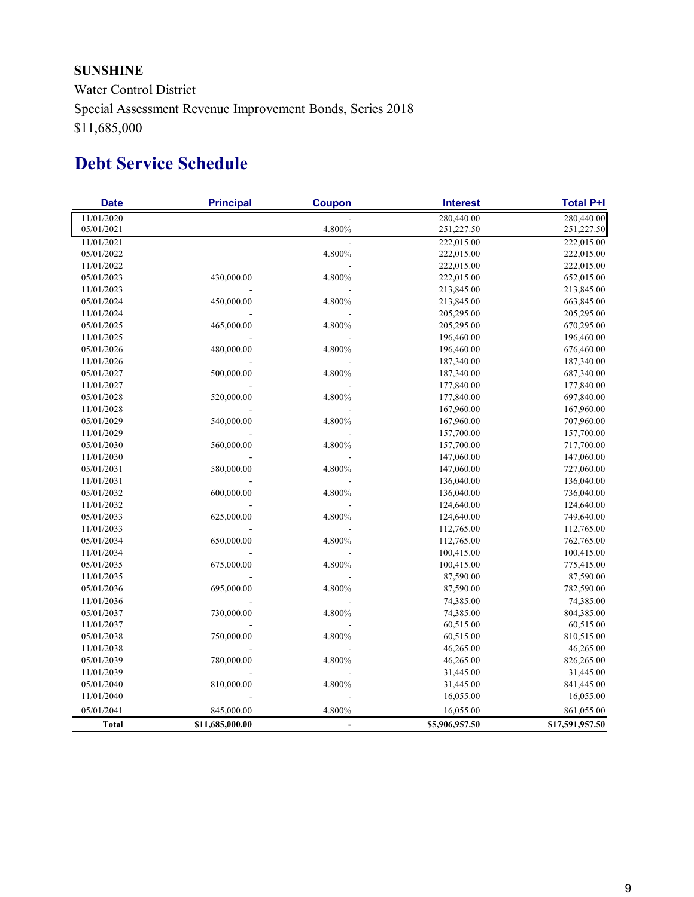**SUNSHINE**

Water Control District

Special Assessment Revenue Improvement Bonds, Series 2018

$11,685,000

# Debt Service Schedule

| Date | Principal | Coupon | Interest | Total P+I |
|---|---|---|---|---|
| 11/01/2020 | | - | 280,440.00 | 280,440.00 |
| 05/01/2021 | | 4.800% | 251,227.50 | 251,227.50 |
| 11/01/2021 | | - | 222,015.00 | 222,015.00 |
| 05/01/2022 | | 4.800% | 222,015.00 | 222,015.00 |
| 11/01/2022 | | - | 222,015.00 | 222,015.00 |
| 05/01/2023 | 430,000.00 | 4.800% | 222,015.00 | 652,015.00 |
| 11/01/2023 | - | - | 213,845.00 | 213,845.00 |
| 05/01/2024 | 450,000.00 | 4.800% | 213,845.00 | 663,845.00 |
| 11/01/2024 | - | - | 205,295.00 | 205,295.00 |
| 05/01/2025 | 465,000.00 | 4.800% | 205,295.00 | 670,295.00 |
| 11/01/2025 | - | - | 196,460.00 | 196,460.00 |
| 05/01/2026 | 480,000.00 | 4.800% | 196,460.00 | 676,460.00 |
| 11/01/2026 | - | - | 187,340.00 | 187,340.00 |
| 05/01/2027 | 500,000.00 | 4.800% | 187,340.00 | 687,340.00 |
| 11/01/2027 | - | - | 177,840.00 | 177,840.00 |
| 05/01/2028 | 520,000.00 | 4.800% | 177,840.00 | 697,840.00 |
| 11/01/2028 | - | - | 167,960.00 | 167,960.00 |
| 05/01/2029 | 540,000.00 | 4.800% | 167,960.00 | 707,960.00 |
| 11/01/2029 | - | - | 157,700.00 | 157,700.00 |
| 05/01/2030 | 560,000.00 | 4.800% | 157,700.00 | 717,700.00 |
| 11/01/2030 | - | - | 147,060.00 | 147,060.00 |
| 05/01/2031 | 580,000.00 | 4.800% | 147,060.00 | 727,060.00 |
| 11/01/2031 | - | - | 136,040.00 | 136,040.00 |
| 05/01/2032 | 600,000.00 | 4.800% | 136,040.00 | 736,040.00 |
| 11/01/2032 | - | - | 124,640.00 | 124,640.00 |
| 05/01/2033 | 625,000.00 | 4.800% | 124,640.00 | 749,640.00 |
| 11/01/2033 | - | - | 112,765.00 | 112,765.00 |
| 05/01/2034 | 650,000.00 | 4.800% | 112,765.00 | 762,765.00 |
| 11/01/2034 | - | - | 100,415.00 | 100,415.00 |
| 05/01/2035 | 675,000.00 | 4.800% | 100,415.00 | 775,415.00 |
| 11/01/2035 | - | - | 87,590.00 | 87,590.00 |
| 05/01/2036 | 695,000.00 | 4.800% | 87,590.00 | 782,590.00 |
| 11/01/2036 | - | - | 74,385.00 | 74,385.00 |
| 05/01/2037 | 730,000.00 | 4.800% | 74,385.00 | 804,385.00 |
| 11/01/2037 | - | - | 60,515.00 | 60,515.00 |
| 05/01/2038 | 750,000.00 | 4.800% | 60,515.00 | 810,515.00 |
| 11/01/2038 | - | - | 46,265.00 | 46,265.00 |
| 05/01/2039 | 780,000.00 | 4.800% | 46,265.00 | 826,265.00 |
| 11/01/2039 | - | - | 31,445.00 | 31,445.00 |
| 05/01/2040 | 810,000.00 | 4.800% | 31,445.00 | 841,445.00 |
| 11/01/2040 | - | - | 16,055.00 | 16,055.00 |
| 05/01/2041 | 845,000.00 | 4.800% | 16,055.00 | 861,055.00 |
| **Total** | **$11,685,000.00** | **-** | **$5,906,957.50** | **$17,591,957.50** |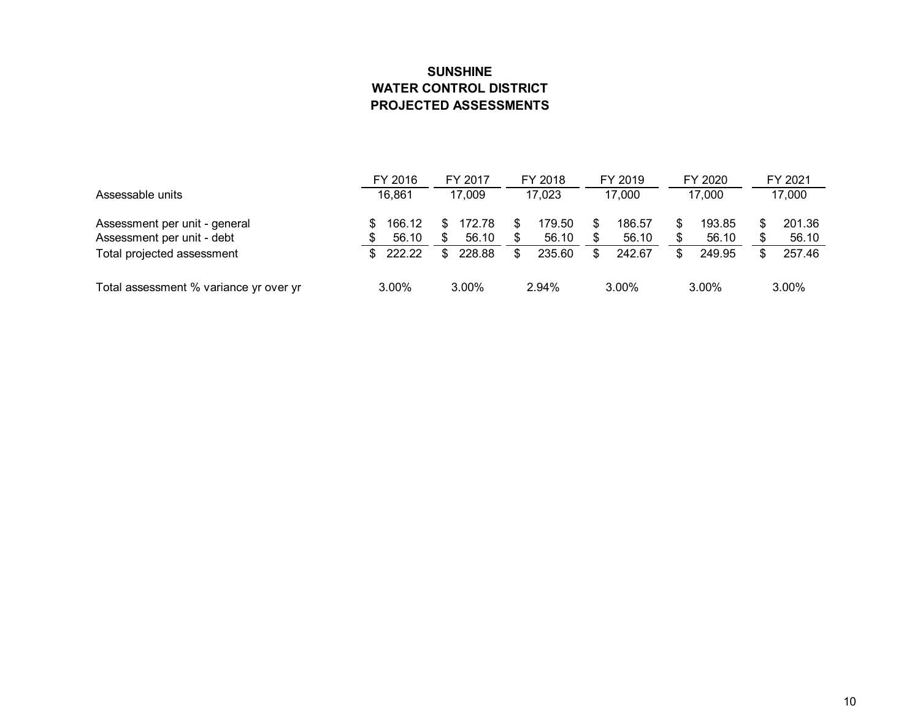# SUNSHINE
# WATER CONTROL DISTRICT
# PROJECTED ASSESSMENTS

| | FY 2016 | FY 2017 | FY 2018 | FY 2019 | FY 2020 | FY 2021 |
|---|---|---|---|---|---|---|
| Assessable units | 16,861 | 17,009 | 17,023 | 17,000 | 17,000 | 17,000 |
| Assessment per unit - general | $ 166.12 | $ 172.78 | $ 179.50 | $ 186.57 | $ 193.85 | $ 201.36 |
| Assessment per unit - debt | $ 56.10 | $ 56.10 | $ 56.10 | $ 56.10 | $ 56.10 | $ 56.10 |
| Total projected assessment | $ 222.22 | $ 228.88 | $ 235.60 | $ 242.67 | $ 249.95 | $ 257.46 |
| Total assessment % variance yr over yr | 3.00% | 3.00% | 2.94% | 3.00% | 3.00% | 3.00% |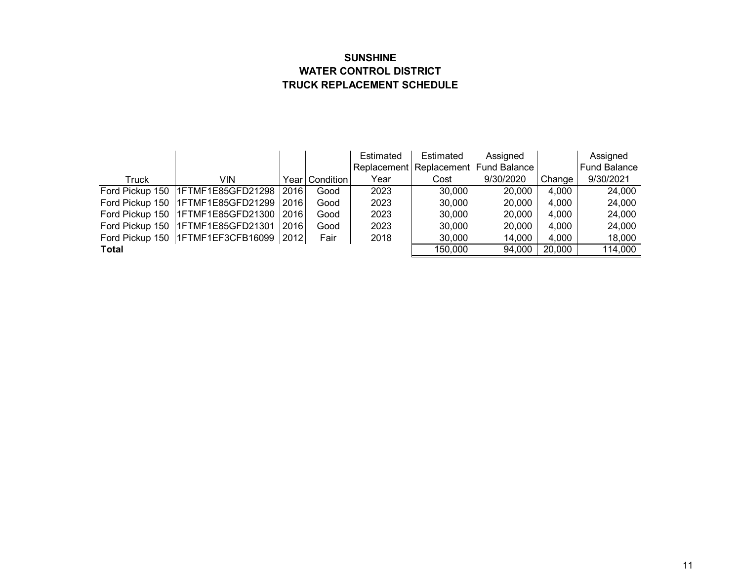**SUNSHINE**
**WATER CONTROL DISTRICT**
**TRUCK REPLACEMENT SCHEDULE**

| Truck | VIN | Year | Condition | Estimated Replacement Year | Estimated Replacement Cost | Assigned Fund Balance 9/30/2020 | Change | Assigned Fund Balance 9/30/2021 |
|---|---|---|---|---|---|---|---|---|
| Ford Pickup 150 | 1FTMF1E85GFD21298 | 2016 | Good | 2023 | 30,000 | 20,000 | 4,000 | 24,000 |
| Ford Pickup 150 | 1FTMF1E85GFD21299 | 2016 | Good | 2023 | 30,000 | 20,000 | 4,000 | 24,000 |
| Ford Pickup 150 | 1FTMF1E85GFD21300 | 2016 | Good | 2023 | 30,000 | 20,000 | 4,000 | 24,000 |
| Ford Pickup 150 | 1FTMF1E85GFD21301 | 2016 | Good | 2023 | 30,000 | 20,000 | 4,000 | 24,000 |
| Ford Pickup 150 | 1FTMF1EF3CFB16099 | 2012 | Fair | 2018 | 30,000 | 14,000 | 4,000 | 18,000 |
| **Total** | | | | | 150,000 | 94,000 | 20,000 | 114,000 |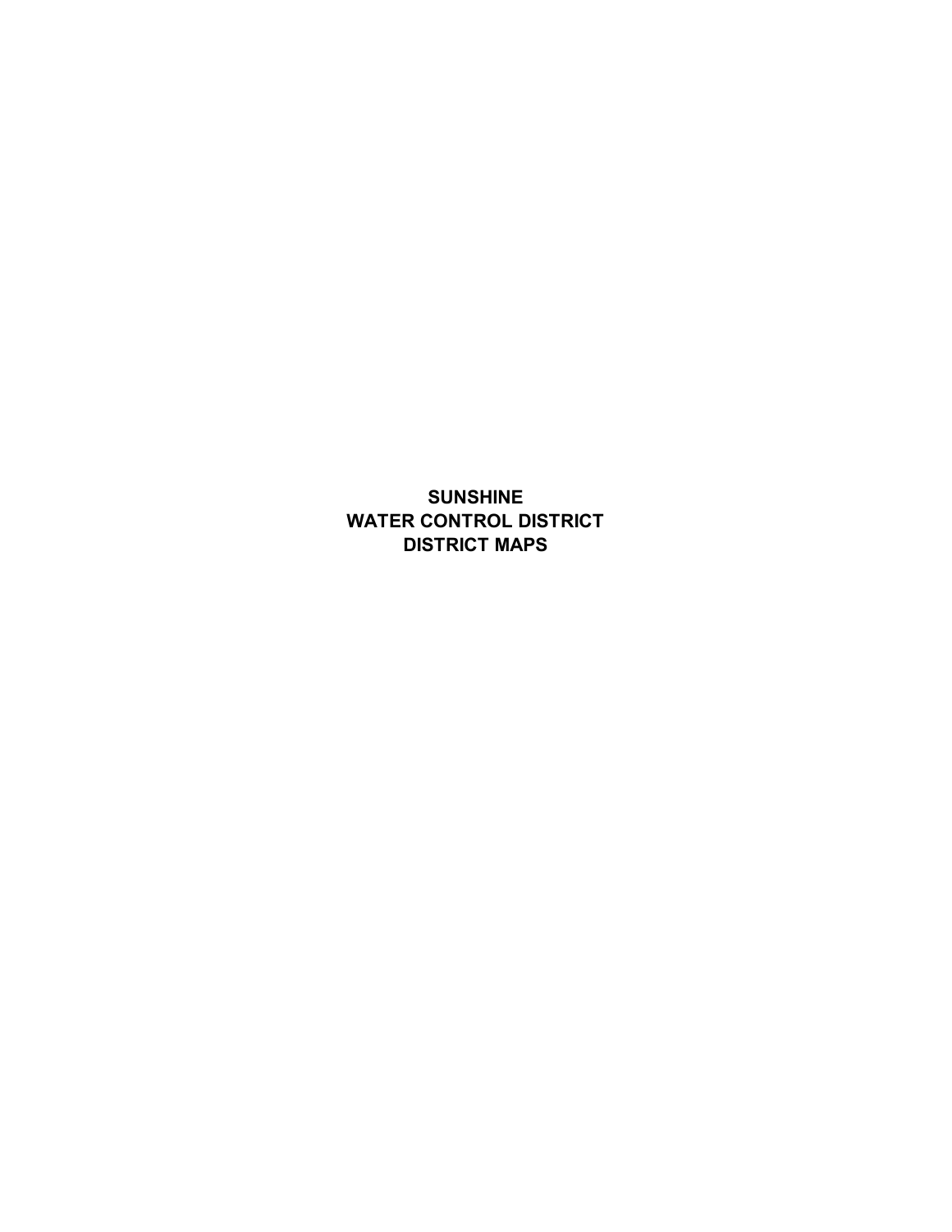# SUNSHINE WATER CONTROL DISTRICT DISTRICT MAPS